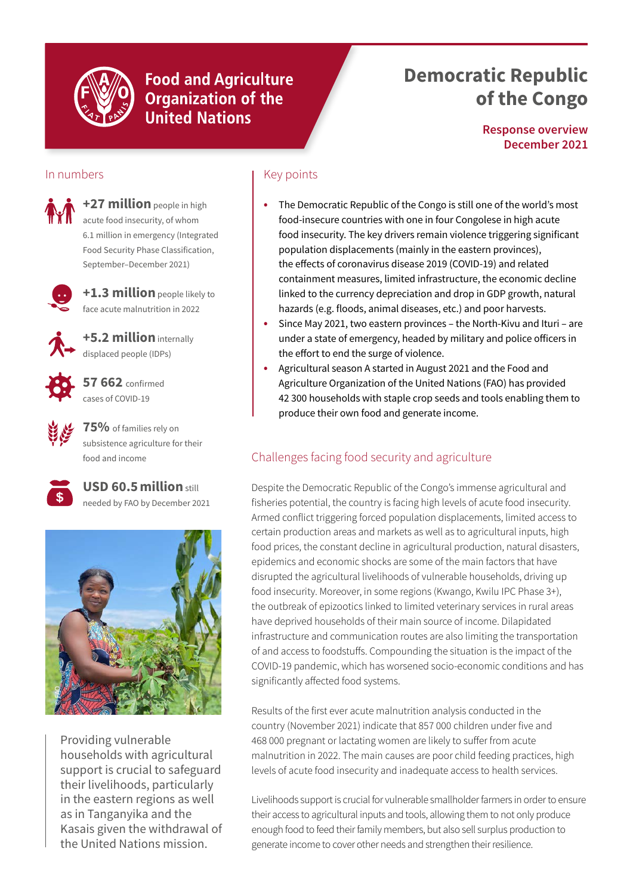Food and Agriculture Organization of the United Nations

# Democratic Republic of the Congo

**Response overview**
**December 2021**

## In numbers

**+27 million** people in high acute food insecurity, of whom 6.1 million in emergency (Integrated Food Security Phase Classification, September–December 2021)

**+1.3 million** people likely to face acute malnutrition in 2022

**+5.2 million** internally displaced people (IDPs)

**57 662** confirmed cases of COVID-19

**75%** of families rely on subsistence agriculture for their food and income

**USD 60.5 million** still needed by FAO by December 2021

©FAO

Providing vulnerable households with agricultural support is crucial to safeguard their livelihoods, particularly in the eastern regions as well as in Tanganyika and the Kasais given the withdrawal of the United Nations mission.

## Key points

- The Democratic Republic of the Congo is still one of the world's most food-insecure countries with one in four Congolese in high acute food insecurity. The key drivers remain violence triggering significant population displacements (mainly in the eastern provinces), the effects of coronavirus disease 2019 (COVID-19) and related containment measures, limited infrastructure, the economic decline linked to the currency depreciation and drop in GDP growth, natural hazards (e.g. floods, animal diseases, etc.) and poor harvests.
- Since May 2021, two eastern provinces – the North-Kivu and Ituri – are under a state of emergency, headed by military and police officers in the effort to end the surge of violence.
- Agricultural season A started in August 2021 and the Food and Agriculture Organization of the United Nations (FAO) has provided 42 300 households with staple crop seeds and tools enabling them to produce their own food and generate income.

## Challenges facing food security and agriculture

Despite the Democratic Republic of the Congo's immense agricultural and fisheries potential, the country is facing high levels of acute food insecurity. Armed conflict triggering forced population displacements, limited access to certain production areas and markets as well as to agricultural inputs, high food prices, the constant decline in agricultural production, natural disasters, epidemics and economic shocks are some of the main factors that have disrupted the agricultural livelihoods of vulnerable households, driving up food insecurity. Moreover, in some regions (Kwango, Kwilu IPC Phase 3+), the outbreak of epizootics linked to limited veterinary services in rural areas have deprived households of their main source of income. Dilapidated infrastructure and communication routes are also limiting the transportation of and access to foodstuffs. Compounding the situation is the impact of the COVID-19 pandemic, which has worsened socio-economic conditions and has significantly affected food systems.

Results of the first ever acute malnutrition analysis conducted in the country (November 2021) indicate that 857 000 children under five and 468 000 pregnant or lactating women are likely to suffer from acute malnutrition in 2022. The main causes are poor child feeding practices, high levels of acute food insecurity and inadequate access to health services.

Livelihoods support is crucial for vulnerable smallholder farmers in order to ensure their access to agricultural inputs and tools, allowing them to not only produce enough food to feed their family members, but also sell surplus production to generate income to cover other needs and strengthen their resilience.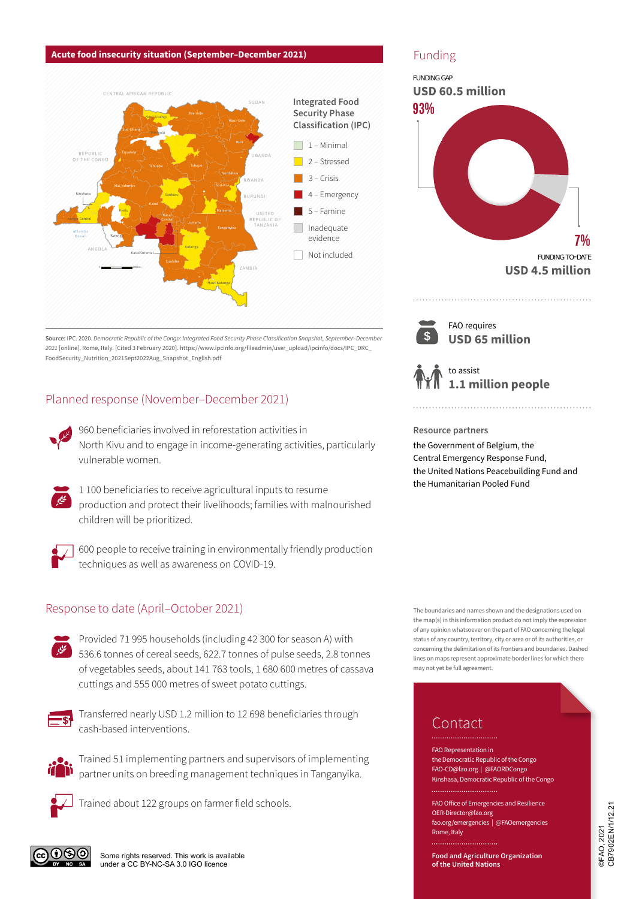## Acute food insecurity situation (September–December 2021)

Integrated Food Security Phase Classification (IPC)

- 1 – Minimal
- 2 – Stressed
- 3 – Crisis
- 4 – Emergency
- 5 – Famine
- Inadequate evidence
- Not included

**Source:** IPC. 2020. *Democratic Republic of the Congo: Integrated Food Security Phase Classification Snapshot, September–December 2021* [online]. Rome, Italy. [Cited 3 February 2020]. https://www.ipcinfo.org/fileadmin/user_upload/ipcinfo/docs/IPC_DRC_FoodSecurity_Nutrition_2021Sept2022Aug_Snapshot_English.pdf

## Planned response (November–December 2021)

960 beneficiaries involved in reforestation activities in North Kivu and to engage in income-generating activities, particularly vulnerable women.

1 100 beneficiaries to receive agricultural inputs to resume production and protect their livelihoods; families with malnourished children will be prioritized.

600 people to receive training in environmentally friendly production techniques as well as awareness on COVID-19.

## Response to date (April–October 2021)

Provided 71 995 households (including 42 300 for season A) with 536.6 tonnes of cereal seeds, 622.7 tonnes of pulse seeds, 2.8 tonnes of vegetables seeds, about 141 763 tools, 1 680 600 metres of cassava cuttings and 555 000 metres of sweet potato cuttings.

Transferred nearly USD 1.2 million to 12 698 beneficiaries through cash-based interventions.

Trained 51 implementing partners and supervisors of implementing partner units on breeding management techniques in Tanganyika.

Trained about 122 groups on farmer field schools.

Some rights reserved. This work is available under a CC BY-NC-SA 3.0 IGO licence

## Funding

FUNDING GAP
**USD 60.5 million**
93%

7%
FUNDING TO-DATE
**USD 4.5 million**

FAO requires
**USD 65 million**

to assist
**1.1 million people**

**Resource partners**

the Government of Belgium, the Central Emergency Response Fund, the United Nations Peacebuilding Fund and the Humanitarian Pooled Fund

The boundaries and names shown and the designations used on the map(s) in this information product do not imply the expression of any opinion whatsoever on the part of FAO concerning the legal status of any country, territory, city or area or of its authorities, or concerning the delimitation of its frontiers and boundaries. Dashed lines on maps represent approximate border lines for which there may not yet be full agreement.

## Contact

FAO Representation in the Democratic Republic of the Congo
FAO-CD@fao.org | @FAORDCongo
Kinshasa, Democratic Republic of the Congo

FAO Office of Emergencies and Resilience
OER-Director@fao.org
fao.org/emergencies | @FAOemergencies
Rome, Italy

**Food and Agriculture Organization of the United Nations**

©FAO, 2021
CB7902EN/1/12.21